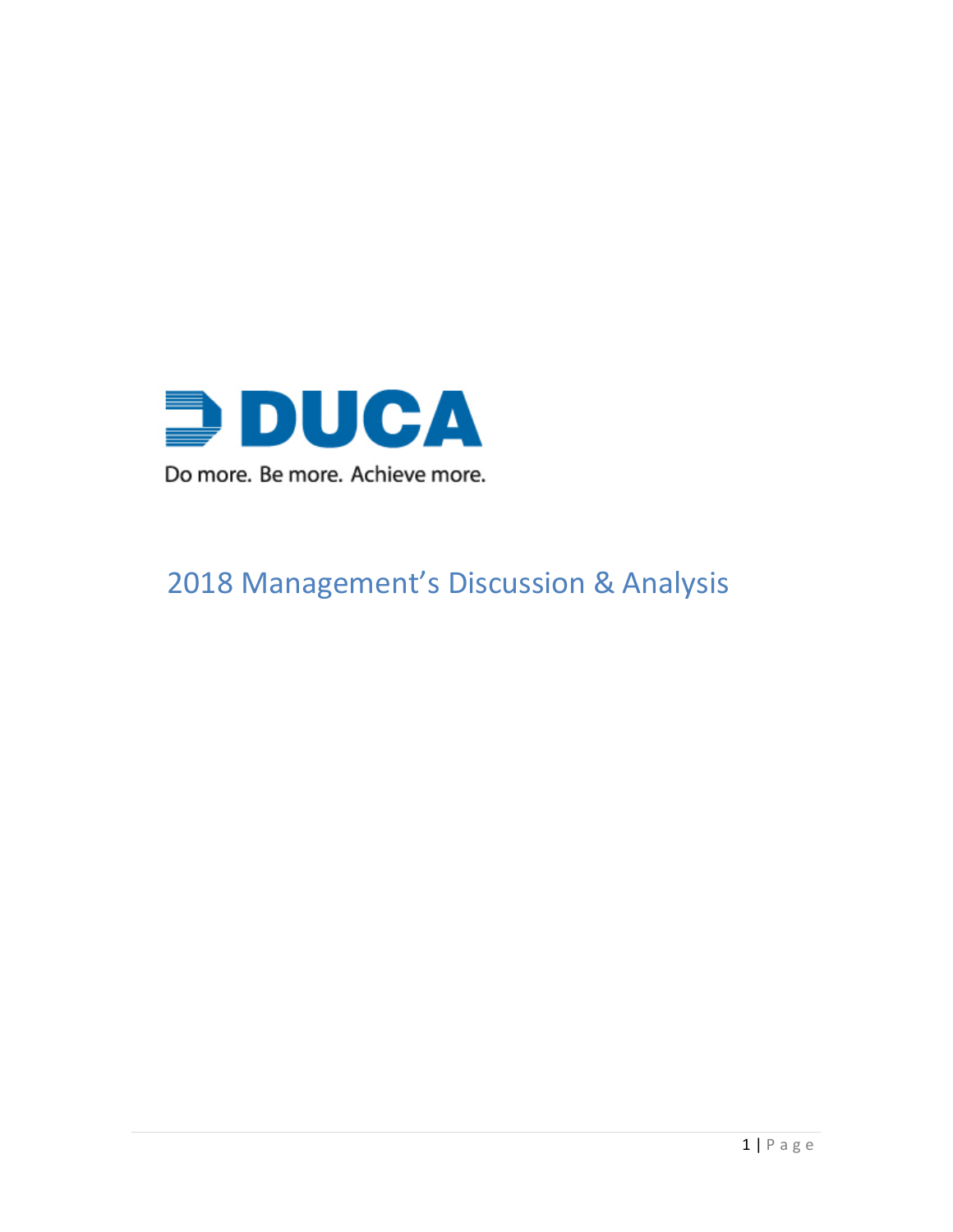DUCA

Do more. Be more. Achieve more.

# 2018 Management's Discussion & Analysis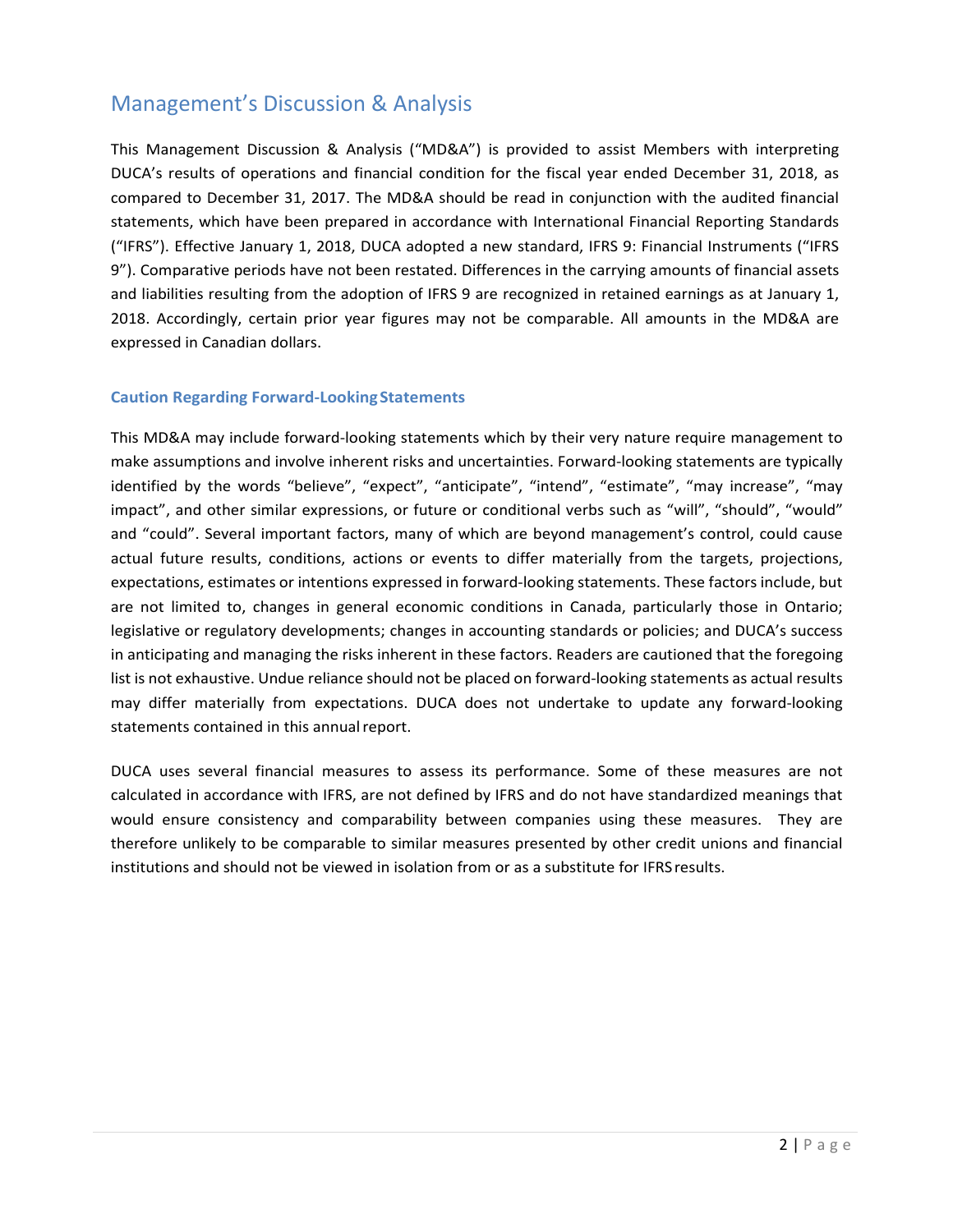# Management's Discussion & Analysis

This Management Discussion & Analysis ("MD&A") is provided to assist Members with interpreting DUCA's results of operations and financial condition for the fiscal year ended December 31, 2018, as compared to December 31, 2017. The MD&A should be read in conjunction with the audited financial statements, which have been prepared in accordance with International Financial Reporting Standards ("IFRS"). Effective January 1, 2018, DUCA adopted a new standard, IFRS 9: Financial Instruments ("IFRS 9"). Comparative periods have not been restated. Differences in the carrying amounts of financial assets and liabilities resulting from the adoption of IFRS 9 are recognized in retained earnings as at January 1, 2018. Accordingly, certain prior year figures may not be comparable. All amounts in the MD&A are expressed in Canadian dollars.

### Caution Regarding Forward-Looking Statements

This MD&A may include forward-looking statements which by their very nature require management to make assumptions and involve inherent risks and uncertainties. Forward-looking statements are typically identified by the words "believe", "expect", "anticipate", "intend", "estimate", "may increase", "may impact", and other similar expressions, or future or conditional verbs such as "will", "should", "would" and "could". Several important factors, many of which are beyond management's control, could cause actual future results, conditions, actions or events to differ materially from the targets, projections, expectations, estimates or intentions expressed in forward-looking statements. These factors include, but are not limited to, changes in general economic conditions in Canada, particularly those in Ontario; legislative or regulatory developments; changes in accounting standards or policies; and DUCA's success in anticipating and managing the risks inherent in these factors. Readers are cautioned that the foregoing list is not exhaustive. Undue reliance should not be placed on forward-looking statements as actual results may differ materially from expectations. DUCA does not undertake to update any forward-looking statements contained in this annual report.

DUCA uses several financial measures to assess its performance. Some of these measures are not calculated in accordance with IFRS, are not defined by IFRS and do not have standardized meanings that would ensure consistency and comparability between companies using these measures. They are therefore unlikely to be comparable to similar measures presented by other credit unions and financial institutions and should not be viewed in isolation from or as a substitute for IFRS results.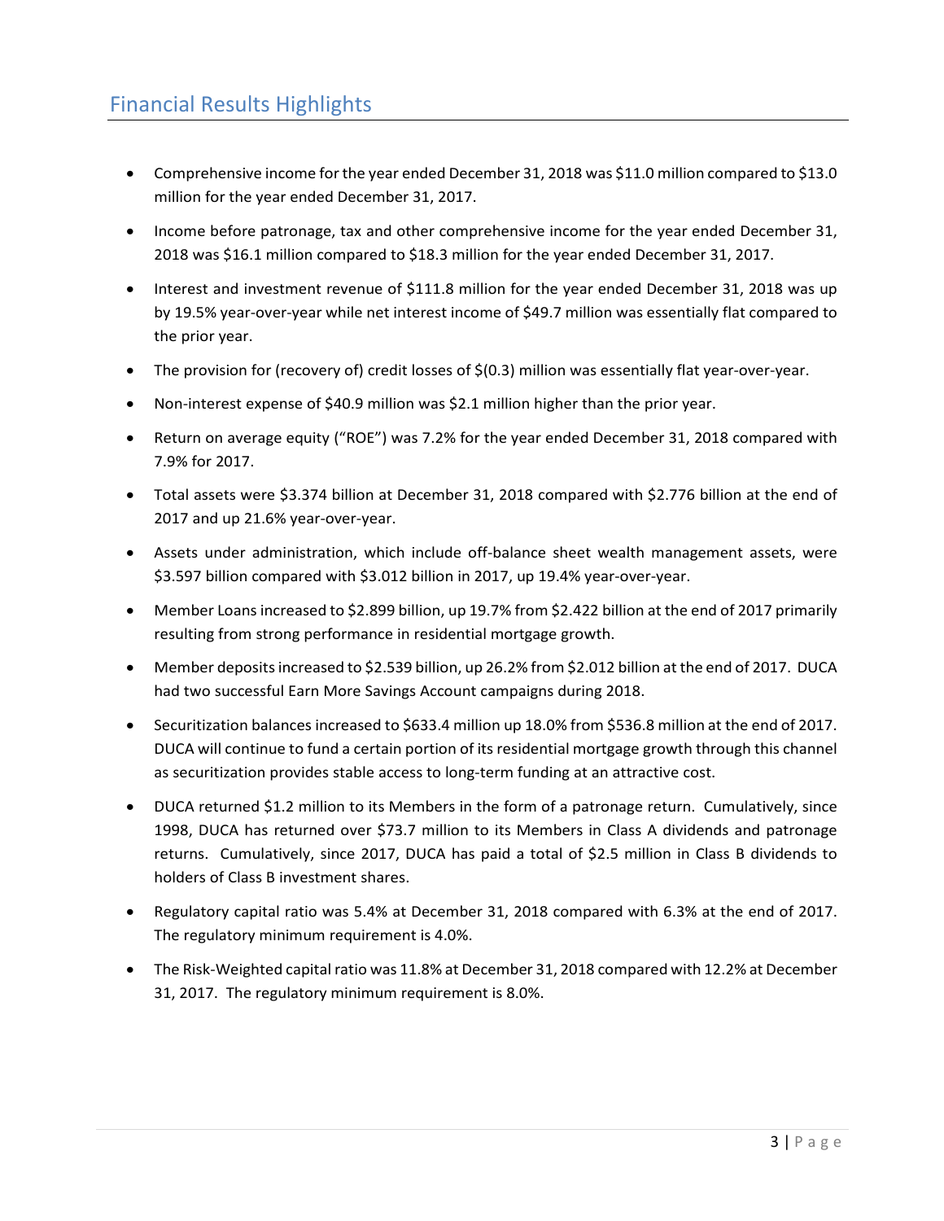## Financial Results Highlights

- Comprehensive income for the year ended December 31, 2018 was $11.0 million compared to $13.0 million for the year ended December 31, 2017.
- Income before patronage, tax and other comprehensive income for the year ended December 31, 2018 was $16.1 million compared to $18.3 million for the year ended December 31, 2017.
- Interest and investment revenue of $111.8 million for the year ended December 31, 2018 was up by 19.5% year-over-year while net interest income of $49.7 million was essentially flat compared to the prior year.
- The provision for (recovery of) credit losses of $(0.3) million was essentially flat year-over-year.
- Non-interest expense of $40.9 million was $2.1 million higher than the prior year.
- Return on average equity ("ROE") was 7.2% for the year ended December 31, 2018 compared with 7.9% for 2017.
- Total assets were $3.374 billion at December 31, 2018 compared with $2.776 billion at the end of 2017 and up 21.6% year-over-year.
- Assets under administration, which include off-balance sheet wealth management assets, were $3.597 billion compared with $3.012 billion in 2017, up 19.4% year-over-year.
- Member Loans increased to $2.899 billion, up 19.7% from $2.422 billion at the end of 2017 primarily resulting from strong performance in residential mortgage growth.
- Member deposits increased to $2.539 billion, up 26.2% from $2.012 billion at the end of 2017. DUCA had two successful Earn More Savings Account campaigns during 2018.
- Securitization balances increased to $633.4 million up 18.0% from $536.8 million at the end of 2017. DUCA will continue to fund a certain portion of its residential mortgage growth through this channel as securitization provides stable access to long-term funding at an attractive cost.
- DUCA returned $1.2 million to its Members in the form of a patronage return. Cumulatively, since 1998, DUCA has returned over $73.7 million to its Members in Class A dividends and patronage returns. Cumulatively, since 2017, DUCA has paid a total of $2.5 million in Class B dividends to holders of Class B investment shares.
- Regulatory capital ratio was 5.4% at December 31, 2018 compared with 6.3% at the end of 2017. The regulatory minimum requirement is 4.0%.
- The Risk-Weighted capital ratio was 11.8% at December 31, 2018 compared with 12.2% at December 31, 2017. The regulatory minimum requirement is 8.0%.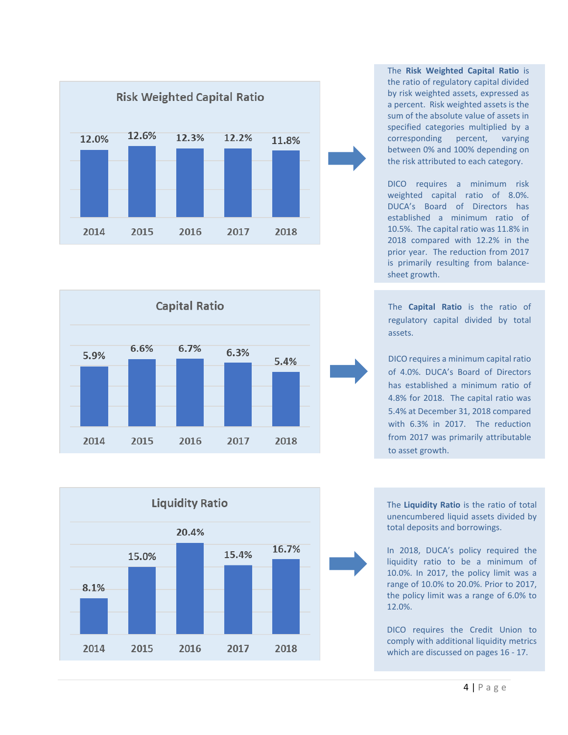## Risk Weighted Capital Ratio

| 2014 | 2015 | 2016 | 2017 | 2018 |
|---|---|---|---|---|
| 12.0% | 12.6% | 12.3% | 12.2% | 11.8% |

The **Risk Weighted Capital Ratio** is the ratio of regulatory capital divided by risk weighted assets, expressed as a percent. Risk weighted assets is the sum of the absolute value of assets in specified categories multiplied by a corresponding percent, varying between 0% and 100% depending on the risk attributed to each category.

DICO requires a minimum risk weighted capital ratio of 8.0%. DUCA's Board of Directors has established a minimum ratio of 10.5%. The capital ratio was 11.8% in 2018 compared with 12.2% in the prior year. The reduction from 2017 is primarily resulting from balance-sheet growth.

## Capital Ratio

| 2014 | 2015 | 2016 | 2017 | 2018 |
|---|---|---|---|---|
| 5.9% | 6.6% | 6.7% | 6.3% | 5.4% |

The **Capital Ratio** is the ratio of regulatory capital divided by total assets.

DICO requires a minimum capital ratio of 4.0%. DUCA's Board of Directors has established a minimum ratio of 4.8% for 2018. The capital ratio was 5.4% at December 31, 2018 compared with 6.3% in 2017. The reduction from 2017 was primarily attributable to asset growth.

## Liquidity Ratio

| 2014 | 2015 | 2016 | 2017 | 2018 |
|---|---|---|---|---|
| 8.1% | 15.0% | 20.4% | 15.4% | 16.7% |

The **Liquidity Ratio** is the ratio of total unencumbered liquid assets divided by total deposits and borrowings.

In 2018, DUCA's policy required the liquidity ratio to be a minimum of 10.0%. In 2017, the policy limit was a range of 10.0% to 20.0%. Prior to 2017, the policy limit was a range of 6.0% to 12.0%.

DICO requires the Credit Union to comply with additional liquidity metrics which are discussed on pages 16 - 17.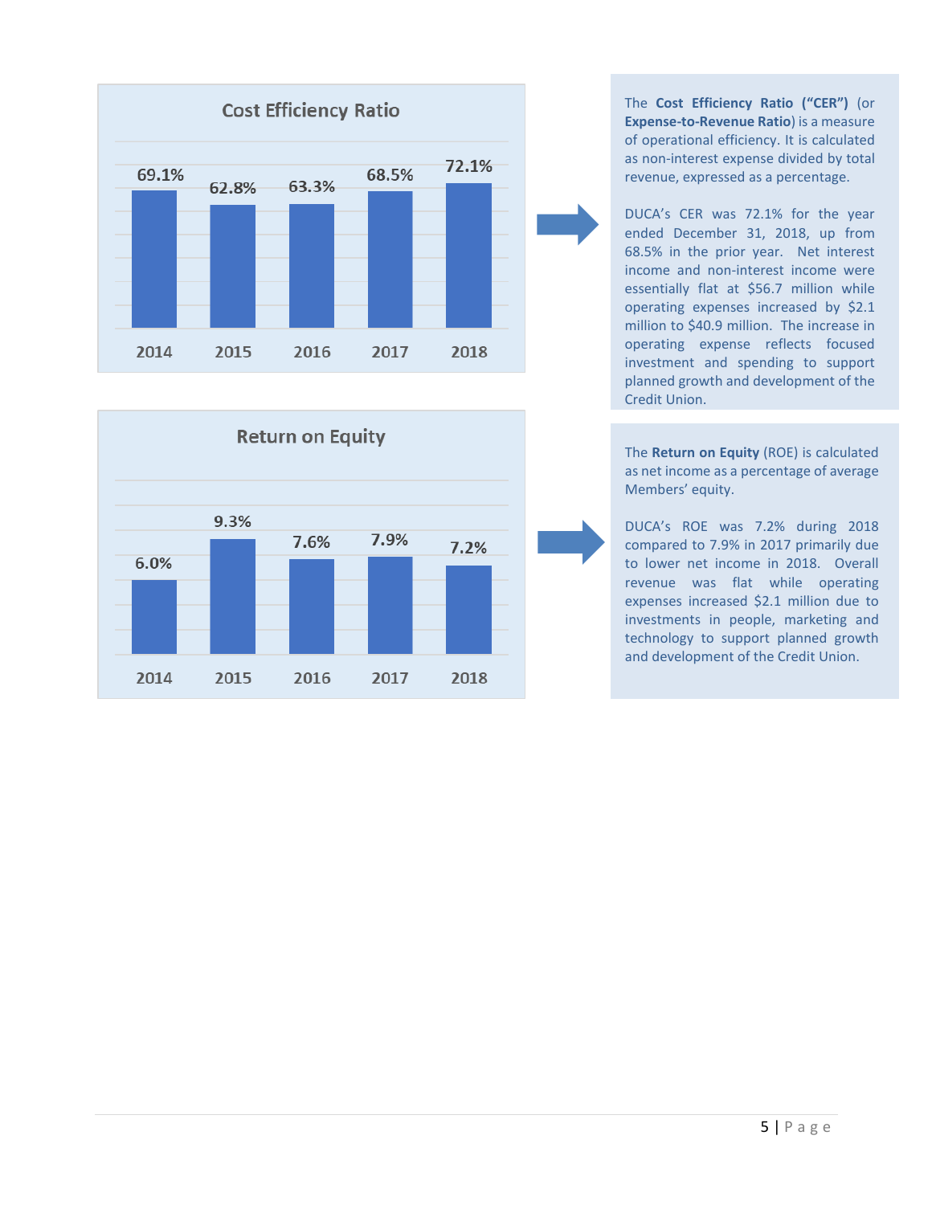## Cost Efficiency Ratio

| 2014 | 2015 | 2016 | 2017 | 2018 |
|---|---|---|---|---|
| 69.1% | 62.8% | 63.3% | 68.5% | 72.1% |

The **Cost Efficiency Ratio ("CER")** (or **Expense-to-Revenue Ratio**) is a measure of operational efficiency. It is calculated as non-interest expense divided by total revenue, expressed as a percentage.

DUCA's CER was 72.1% for the year ended December 31, 2018, up from 68.5% in the prior year. Net interest income and non-interest income were essentially flat at $56.7 million while operating expenses increased by $2.1 million to $40.9 million. The increase in operating expense reflects focused investment and spending to support planned growth and development of the Credit Union.

## Return on Equity

| 2014 | 2015 | 2016 | 2017 | 2018 |
|---|---|---|---|---|
| 6.0% | 9.3% | 7.6% | 7.9% | 7.2% |

The **Return on Equity** (ROE) is calculated as net income as a percentage of average Members' equity.

DUCA's ROE was 7.2% during 2018 compared to 7.9% in 2017 primarily due to lower net income in 2018. Overall revenue was flat while operating expenses increased $2.1 million due to investments in people, marketing and technology to support planned growth and development of the Credit Union.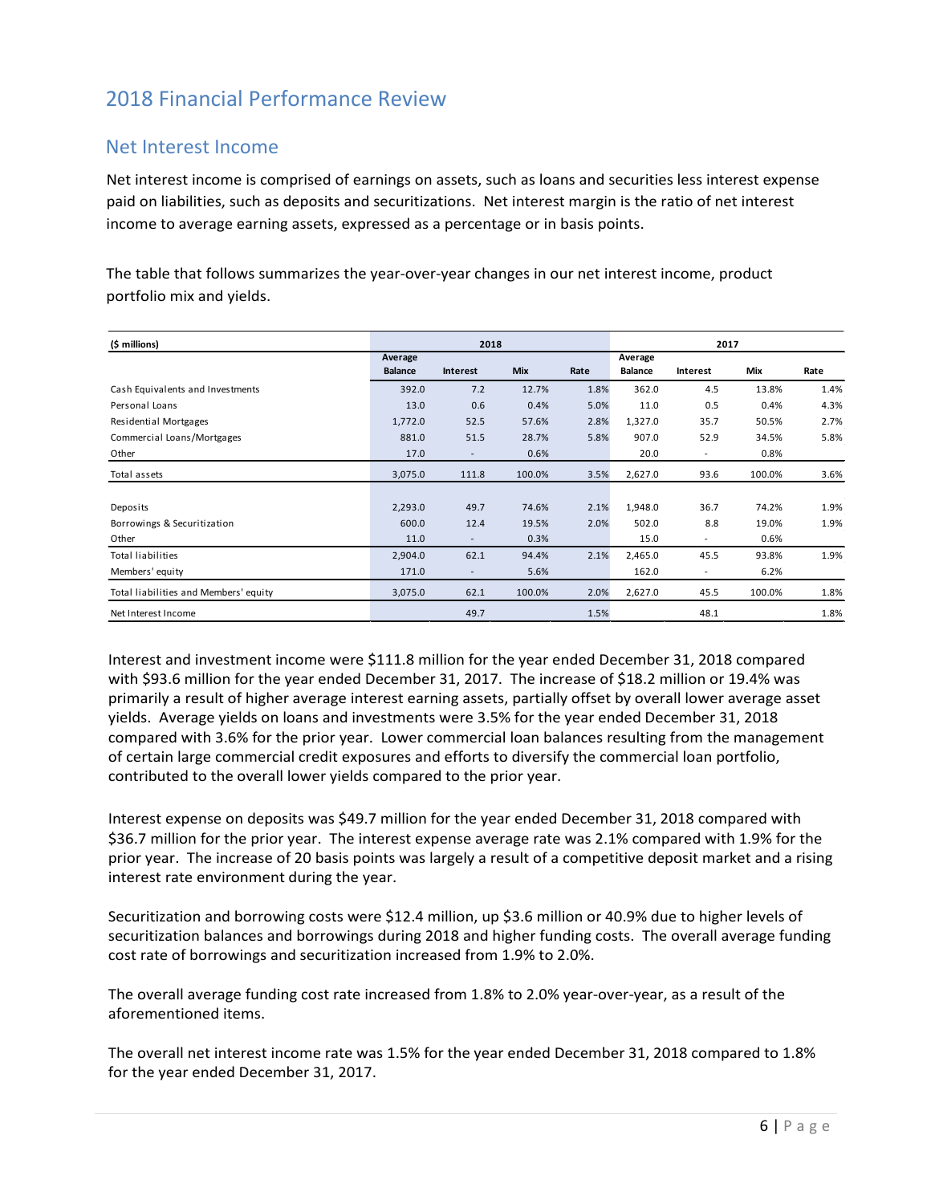# 2018 Financial Performance Review

## Net Interest Income

Net interest income is comprised of earnings on assets, such as loans and securities less interest expense paid on liabilities, such as deposits and securitizations. Net interest margin is the ratio of net interest income to average earning assets, expressed as a percentage or in basis points.

The table that follows summarizes the year-over-year changes in our net interest income, product portfolio mix and yields.

| ($ millions) | 2018 | | | | 2017 | | | |
|---|---|---|---|---|---|---|---|---|
| | Average Balance | Interest | Mix | Rate | Average Balance | Interest | Mix | Rate |
| Cash Equivalents and Investments | 392.0 | 7.2 | 12.7% | 1.8% | 362.0 | 4.5 | 13.8% | 1.4% |
| Personal Loans | 13.0 | 0.6 | 0.4% | 5.0% | 11.0 | 0.5 | 0.4% | 4.3% |
| Residential Mortgages | 1,772.0 | 52.5 | 57.6% | 2.8% | 1,327.0 | 35.7 | 50.5% | 2.7% |
| Commercial Loans/Mortgages | 881.0 | 51.5 | 28.7% | 5.8% | 907.0 | 52.9 | 34.5% | 5.8% |
| Other | 17.0 | - | 0.6% | | 20.0 | - | 0.8% | |
| Total assets | 3,075.0 | 111.8 | 100.0% | 3.5% | 2,627.0 | 93.6 | 100.0% | 3.6% |
| | | | | | | | | |
| Deposits | 2,293.0 | 49.7 | 74.6% | 2.1% | 1,948.0 | 36.7 | 74.2% | 1.9% |
| Borrowings & Securitization | 600.0 | 12.4 | 19.5% | 2.0% | 502.0 | 8.8 | 19.0% | 1.9% |
| Other | 11.0 | - | 0.3% | | 15.0 | - | 0.6% | |
| Total liabilities | 2,904.0 | 62.1 | 94.4% | 2.1% | 2,465.0 | 45.5 | 93.8% | 1.9% |
| Members' equity | 171.0 | - | 5.6% | | 162.0 | - | 6.2% | |
| Total liabilities and Members' equity | 3,075.0 | 62.1 | 100.0% | 2.0% | 2,627.0 | 45.5 | 100.0% | 1.8% |
| Net Interest Income | | 49.7 | | 1.5% | | 48.1 | | 1.8% |

Interest and investment income were $111.8 million for the year ended December 31, 2018 compared with $93.6 million for the year ended December 31, 2017. The increase of $18.2 million or 19.4% was primarily a result of higher average interest earning assets, partially offset by overall lower average asset yields. Average yields on loans and investments were 3.5% for the year ended December 31, 2018 compared with 3.6% for the prior year. Lower commercial loan balances resulting from the management of certain large commercial credit exposures and efforts to diversify the commercial loan portfolio, contributed to the overall lower yields compared to the prior year.

Interest expense on deposits was $49.7 million for the year ended December 31, 2018 compared with $36.7 million for the prior year. The interest expense average rate was 2.1% compared with 1.9% for the prior year. The increase of 20 basis points was largely a result of a competitive deposit market and a rising interest rate environment during the year.

Securitization and borrowing costs were $12.4 million, up $3.6 million or 40.9% due to higher levels of securitization balances and borrowings during 2018 and higher funding costs. The overall average funding cost rate of borrowings and securitization increased from 1.9% to 2.0%.

The overall average funding cost rate increased from 1.8% to 2.0% year-over-year, as a result of the aforementioned items.

The overall net interest income rate was 1.5% for the year ended December 31, 2018 compared to 1.8% for the year ended December 31, 2017.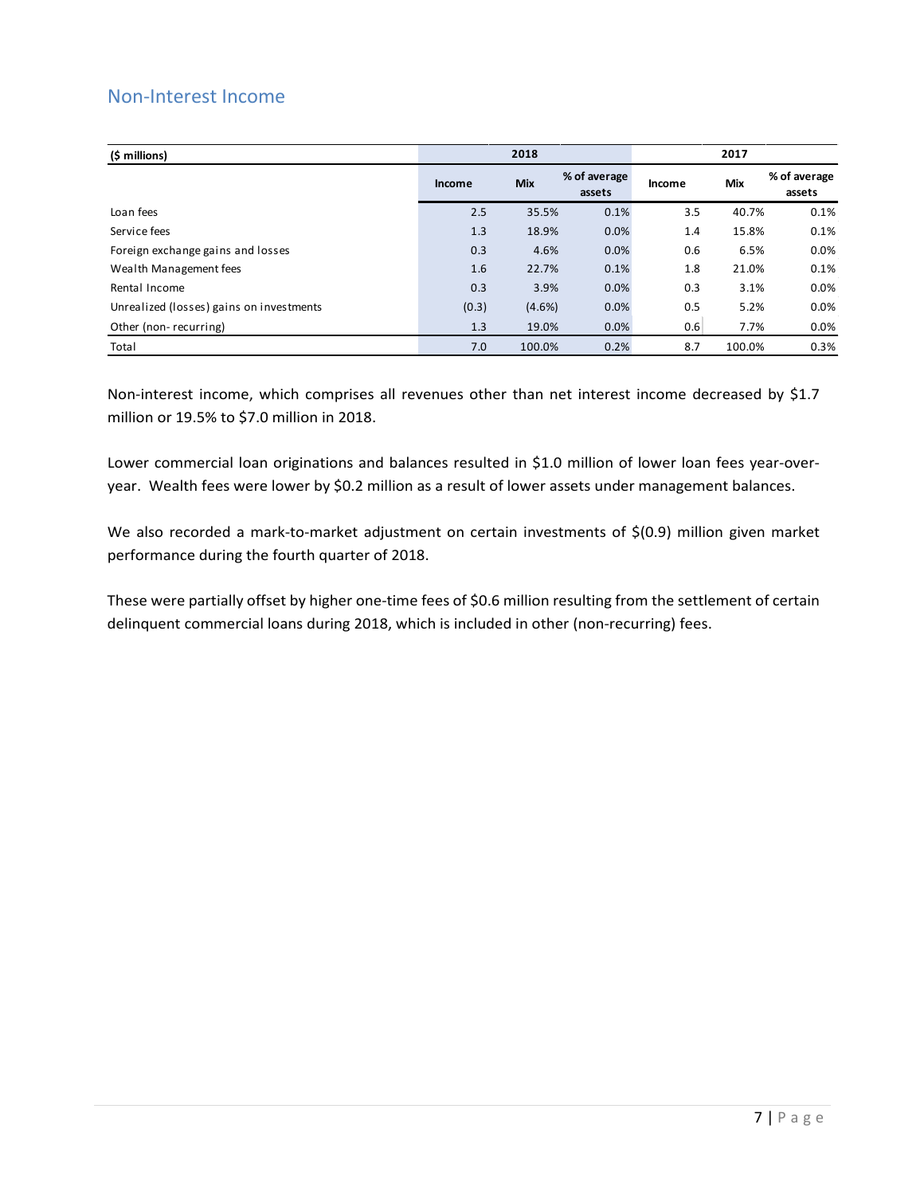## Non-Interest Income

| ($ millions) | 2018 | | | 2017 | | |
|---|---|---|---|---|---|---|
| | Income | Mix | % of average assets | Income | Mix | % of average assets |
| Loan fees | 2.5 | 35.5% | 0.1% | 3.5 | 40.7% | 0.1% |
| Service fees | 1.3 | 18.9% | 0.0% | 1.4 | 15.8% | 0.1% |
| Foreign exchange gains and losses | 0.3 | 4.6% | 0.0% | 0.6 | 6.5% | 0.0% |
| Wealth Management fees | 1.6 | 22.7% | 0.1% | 1.8 | 21.0% | 0.1% |
| Rental Income | 0.3 | 3.9% | 0.0% | 0.3 | 3.1% | 0.0% |
| Unrealized (losses) gains on investments | (0.3) | (4.6%) | 0.0% | 0.5 | 5.2% | 0.0% |
| Other (non- recurring) | 1.3 | 19.0% | 0.0% | 0.6 | 7.7% | 0.0% |
| Total | 7.0 | 100.0% | 0.2% | 8.7 | 100.0% | 0.3% |

Non-interest income, which comprises all revenues other than net interest income decreased by $1.7 million or 19.5% to $7.0 million in 2018.

Lower commercial loan originations and balances resulted in $1.0 million of lower loan fees year-over-year. Wealth fees were lower by $0.2 million as a result of lower assets under management balances.

We also recorded a mark-to-market adjustment on certain investments of $(0.9) million given market performance during the fourth quarter of 2018.

These were partially offset by higher one-time fees of $0.6 million resulting from the settlement of certain delinquent commercial loans during 2018, which is included in other (non-recurring) fees.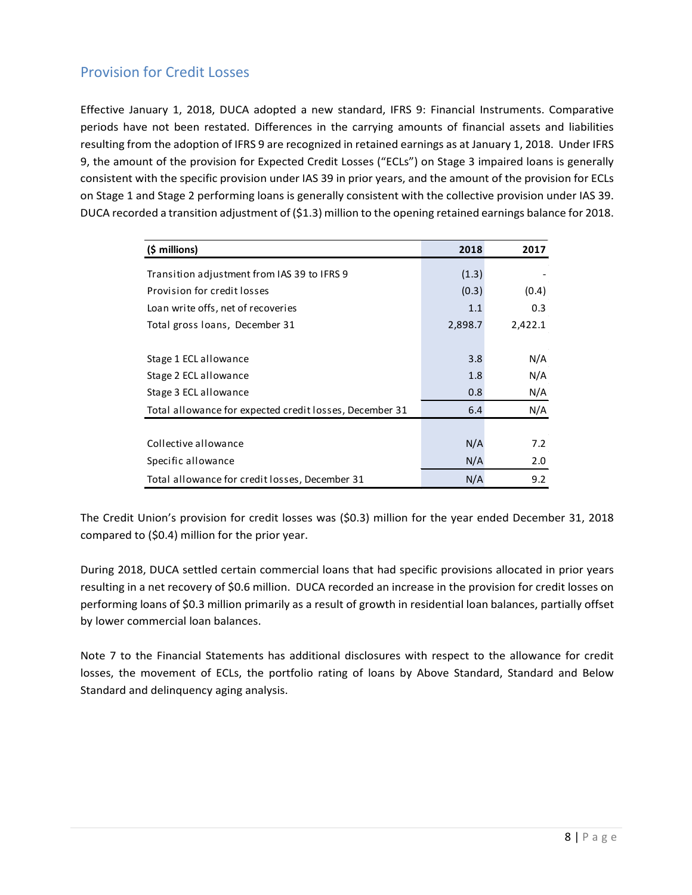## Provision for Credit Losses

Effective January 1, 2018, DUCA adopted a new standard, IFRS 9: Financial Instruments. Comparative periods have not been restated. Differences in the carrying amounts of financial assets and liabilities resulting from the adoption of IFRS 9 are recognized in retained earnings as at January 1, 2018. Under IFRS 9, the amount of the provision for Expected Credit Losses ("ECLs") on Stage 3 impaired loans is generally consistent with the specific provision under IAS 39 in prior years, and the amount of the provision for ECLs on Stage 1 and Stage 2 performing loans is generally consistent with the collective provision under IAS 39. DUCA recorded a transition adjustment of ($1.3) million to the opening retained earnings balance for 2018.

| ($ millions) | 2018 | 2017 |
|---|---|---|
| Transition adjustment from IAS 39 to IFRS 9 | (1.3) | - |
| Provision for credit losses | (0.3) | (0.4) |
| Loan write offs, net of recoveries | 1.1 | 0.3 |
| Total gross loans, December 31 | 2,898.7 | 2,422.1 |
| | | |
| Stage 1 ECL allowance | 3.8 | N/A |
| Stage 2 ECL allowance | 1.8 | N/A |
| Stage 3 ECL allowance | 0.8 | N/A |
| Total allowance for expected credit losses, December 31 | 6.4 | N/A |
| | | |
| Collective allowance | N/A | 7.2 |
| Specific allowance | N/A | 2.0 |
| Total allowance for credit losses, December 31 | N/A | 9.2 |

The Credit Union's provision for credit losses was ($0.3) million for the year ended December 31, 2018 compared to ($0.4) million for the prior year.

During 2018, DUCA settled certain commercial loans that had specific provisions allocated in prior years resulting in a net recovery of $0.6 million. DUCA recorded an increase in the provision for credit losses on performing loans of $0.3 million primarily as a result of growth in residential loan balances, partially offset by lower commercial loan balances.

Note 7 to the Financial Statements has additional disclosures with respect to the allowance for credit losses, the movement of ECLs, the portfolio rating of loans by Above Standard, Standard and Below Standard and delinquency aging analysis.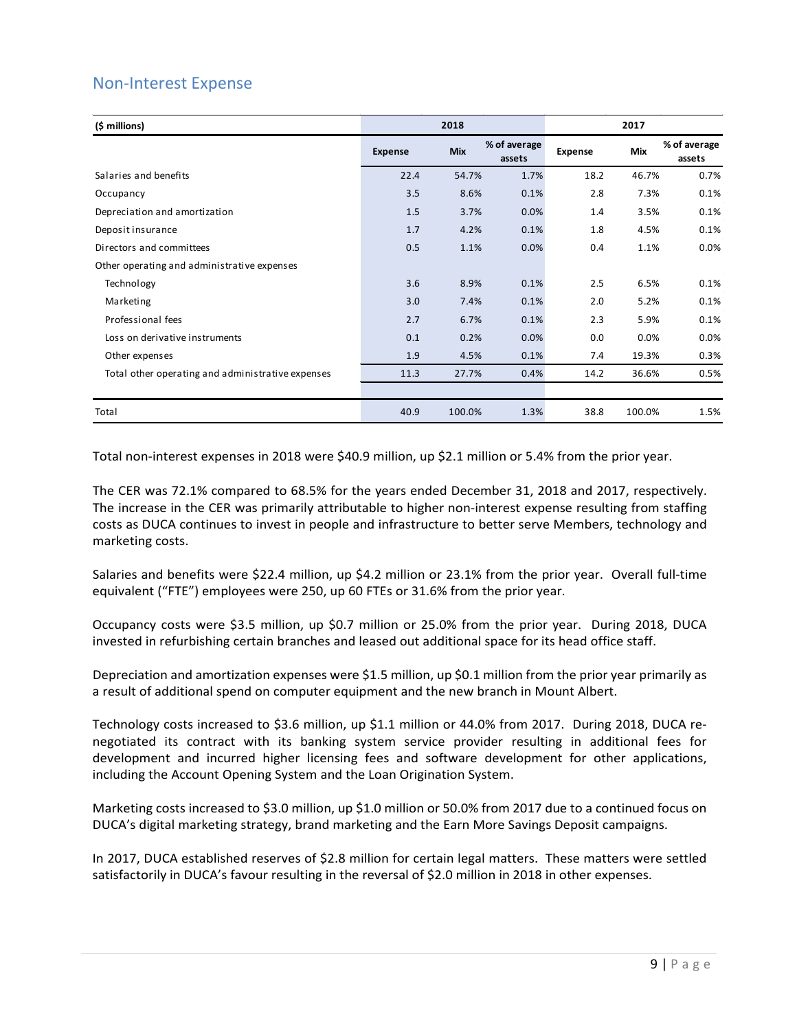## Non-Interest Expense

| ($ millions) | 2018 | | | 2017 | | |
|---|---|---|---|---|---|---|
| | Expense | Mix | % of average assets | Expense | Mix | % of average assets |
| Salaries and benefits | 22.4 | 54.7% | 1.7% | 18.2 | 46.7% | 0.7% |
| Occupancy | 3.5 | 8.6% | 0.1% | 2.8 | 7.3% | 0.1% |
| Depreciation and amortization | 1.5 | 3.7% | 0.0% | 1.4 | 3.5% | 0.1% |
| Deposit insurance | 1.7 | 4.2% | 0.1% | 1.8 | 4.5% | 0.1% |
| Directors and committees | 0.5 | 1.1% | 0.0% | 0.4 | 1.1% | 0.0% |
| Other operating and administrative expenses | | | | | | |
| Technology | 3.6 | 8.9% | 0.1% | 2.5 | 6.5% | 0.1% |
| Marketing | 3.0 | 7.4% | 0.1% | 2.0 | 5.2% | 0.1% |
| Professional fees | 2.7 | 6.7% | 0.1% | 2.3 | 5.9% | 0.1% |
| Loss on derivative instruments | 0.1 | 0.2% | 0.0% | 0.0 | 0.0% | 0.0% |
| Other expenses | 1.9 | 4.5% | 0.1% | 7.4 | 19.3% | 0.3% |
| Total other operating and administrative expenses | 11.3 | 27.7% | 0.4% | 14.2 | 36.6% | 0.5% |
| Total | 40.9 | 100.0% | 1.3% | 38.8 | 100.0% | 1.5% |

Total non-interest expenses in 2018 were $40.9 million, up $2.1 million or 5.4% from the prior year.

The CER was 72.1% compared to 68.5% for the years ended December 31, 2018 and 2017, respectively. The increase in the CER was primarily attributable to higher non-interest expense resulting from staffing costs as DUCA continues to invest in people and infrastructure to better serve Members, technology and marketing costs.

Salaries and benefits were $22.4 million, up $4.2 million or 23.1% from the prior year. Overall full-time equivalent ("FTE") employees were 250, up 60 FTEs or 31.6% from the prior year.

Occupancy costs were $3.5 million, up $0.7 million or 25.0% from the prior year. During 2018, DUCA invested in refurbishing certain branches and leased out additional space for its head office staff.

Depreciation and amortization expenses were $1.5 million, up $0.1 million from the prior year primarily as a result of additional spend on computer equipment and the new branch in Mount Albert.

Technology costs increased to $3.6 million, up $1.1 million or 44.0% from 2017. During 2018, DUCA re-negotiated its contract with its banking system service provider resulting in additional fees for development and incurred higher licensing fees and software development for other applications, including the Account Opening System and the Loan Origination System.

Marketing costs increased to $3.0 million, up $1.0 million or 50.0% from 2017 due to a continued focus on DUCA's digital marketing strategy, brand marketing and the Earn More Savings Deposit campaigns.

In 2017, DUCA established reserves of $2.8 million for certain legal matters. These matters were settled satisfactorily in DUCA's favour resulting in the reversal of $2.0 million in 2018 in other expenses.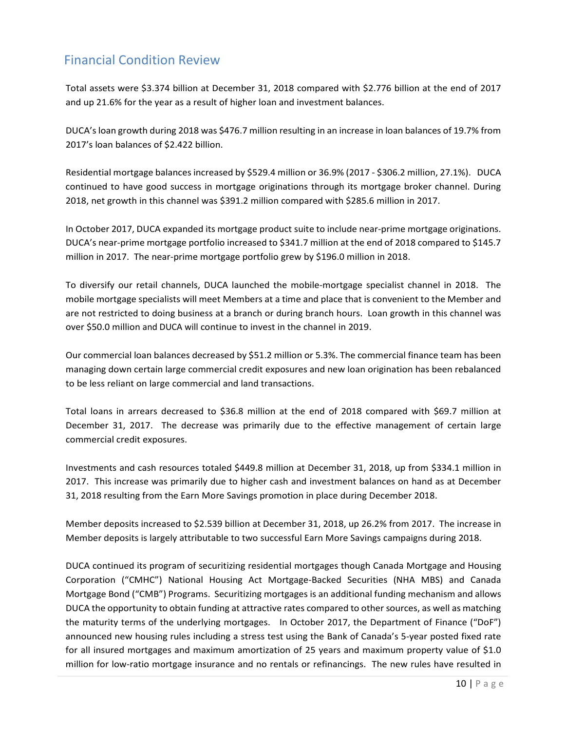## Financial Condition Review

Total assets were $3.374 billion at December 31, 2018 compared with $2.776 billion at the end of 2017 and up 21.6% for the year as a result of higher loan and investment balances.

DUCA's loan growth during 2018 was $476.7 million resulting in an increase in loan balances of 19.7% from 2017's loan balances of $2.422 billion.

Residential mortgage balances increased by $529.4 million or 36.9% (2017 - $306.2 million, 27.1%). DUCA continued to have good success in mortgage originations through its mortgage broker channel. During 2018, net growth in this channel was $391.2 million compared with $285.6 million in 2017.

In October 2017, DUCA expanded its mortgage product suite to include near-prime mortgage originations. DUCA's near-prime mortgage portfolio increased to $341.7 million at the end of 2018 compared to $145.7 million in 2017. The near-prime mortgage portfolio grew by $196.0 million in 2018.

To diversify our retail channels, DUCA launched the mobile-mortgage specialist channel in 2018. The mobile mortgage specialists will meet Members at a time and place that is convenient to the Member and are not restricted to doing business at a branch or during branch hours. Loan growth in this channel was over $50.0 million and DUCA will continue to invest in the channel in 2019.

Our commercial loan balances decreased by $51.2 million or 5.3%. The commercial finance team has been managing down certain large commercial credit exposures and new loan origination has been rebalanced to be less reliant on large commercial and land transactions.

Total loans in arrears decreased to $36.8 million at the end of 2018 compared with $69.7 million at December 31, 2017. The decrease was primarily due to the effective management of certain large commercial credit exposures.

Investments and cash resources totaled $449.8 million at December 31, 2018, up from $334.1 million in 2017. This increase was primarily due to higher cash and investment balances on hand as at December 31, 2018 resulting from the Earn More Savings promotion in place during December 2018.

Member deposits increased to $2.539 billion at December 31, 2018, up 26.2% from 2017. The increase in Member deposits is largely attributable to two successful Earn More Savings campaigns during 2018.

DUCA continued its program of securitizing residential mortgages though Canada Mortgage and Housing Corporation ("CMHC") National Housing Act Mortgage-Backed Securities (NHA MBS) and Canada Mortgage Bond ("CMB") Programs. Securitizing mortgages is an additional funding mechanism and allows DUCA the opportunity to obtain funding at attractive rates compared to other sources, as well as matching the maturity terms of the underlying mortgages. In October 2017, the Department of Finance ("DoF") announced new housing rules including a stress test using the Bank of Canada's 5-year posted fixed rate for all insured mortgages and maximum amortization of 25 years and maximum property value of $1.0 million for low-ratio mortgage insurance and no rentals or refinancings. The new rules have resulted in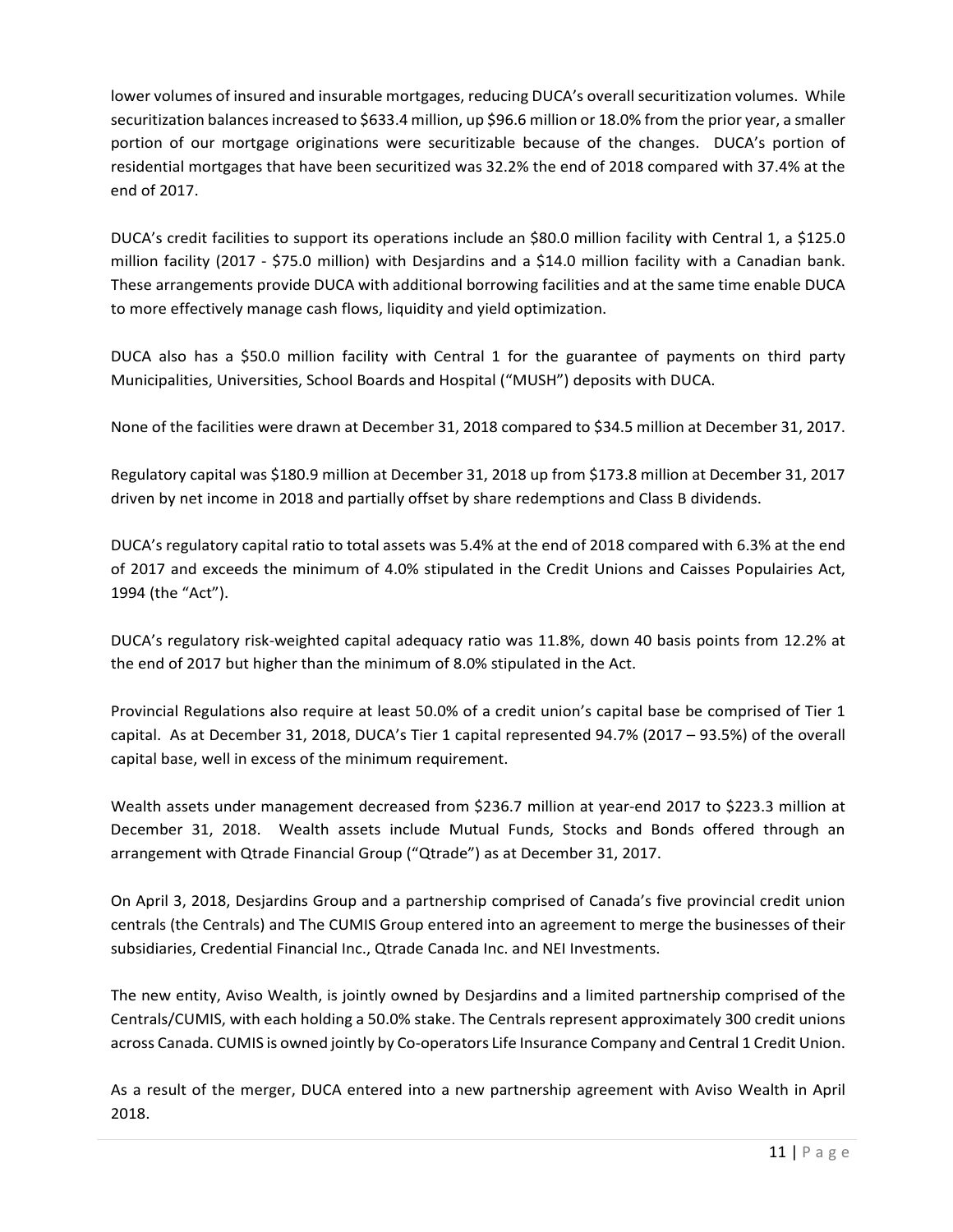lower volumes of insured and insurable mortgages, reducing DUCA's overall securitization volumes. While securitization balances increased to $633.4 million, up $96.6 million or 18.0% from the prior year, a smaller portion of our mortgage originations were securitizable because of the changes. DUCA's portion of residential mortgages that have been securitized was 32.2% the end of 2018 compared with 37.4% at the end of 2017.

DUCA's credit facilities to support its operations include an $80.0 million facility with Central 1, a $125.0 million facility (2017 - $75.0 million) with Desjardins and a $14.0 million facility with a Canadian bank. These arrangements provide DUCA with additional borrowing facilities and at the same time enable DUCA to more effectively manage cash flows, liquidity and yield optimization.

DUCA also has a $50.0 million facility with Central 1 for the guarantee of payments on third party Municipalities, Universities, School Boards and Hospital ("MUSH") deposits with DUCA.

None of the facilities were drawn at December 31, 2018 compared to $34.5 million at December 31, 2017.

Regulatory capital was $180.9 million at December 31, 2018 up from $173.8 million at December 31, 2017 driven by net income in 2018 and partially offset by share redemptions and Class B dividends.

DUCA's regulatory capital ratio to total assets was 5.4% at the end of 2018 compared with 6.3% at the end of 2017 and exceeds the minimum of 4.0% stipulated in the Credit Unions and Caisses Populairies Act, 1994 (the "Act").

DUCA's regulatory risk-weighted capital adequacy ratio was 11.8%, down 40 basis points from 12.2% at the end of 2017 but higher than the minimum of 8.0% stipulated in the Act.

Provincial Regulations also require at least 50.0% of a credit union's capital base be comprised of Tier 1 capital. As at December 31, 2018, DUCA's Tier 1 capital represented 94.7% (2017 – 93.5%) of the overall capital base, well in excess of the minimum requirement.

Wealth assets under management decreased from $236.7 million at year-end 2017 to $223.3 million at December 31, 2018. Wealth assets include Mutual Funds, Stocks and Bonds offered through an arrangement with Qtrade Financial Group ("Qtrade") as at December 31, 2017.

On April 3, 2018, Desjardins Group and a partnership comprised of Canada's five provincial credit union centrals (the Centrals) and The CUMIS Group entered into an agreement to merge the businesses of their subsidiaries, Credential Financial Inc., Qtrade Canada Inc. and NEI Investments.

The new entity, Aviso Wealth, is jointly owned by Desjardins and a limited partnership comprised of the Centrals/CUMIS, with each holding a 50.0% stake. The Centrals represent approximately 300 credit unions across Canada. CUMIS is owned jointly by Co-operators Life Insurance Company and Central 1 Credit Union.

As a result of the merger, DUCA entered into a new partnership agreement with Aviso Wealth in April 2018.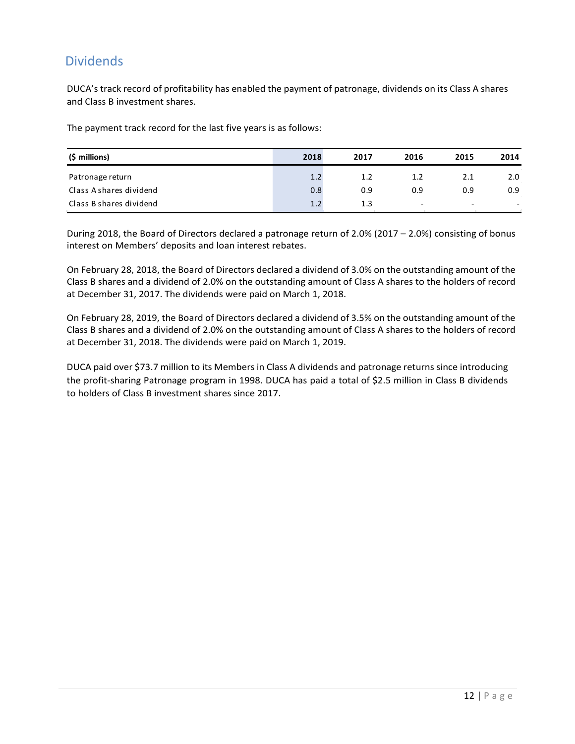## Dividends

DUCA's track record of profitability has enabled the payment of patronage, dividends on its Class A shares and Class B investment shares.

The payment track record for the last five years is as follows:

| ($ millions) | 2018 | 2017 | 2016 | 2015 | 2014 |
|---|---|---|---|---|---|
| Patronage return | 1.2 | 1.2 | 1.2 | 2.1 | 2.0 |
| Class A shares dividend | 0.8 | 0.9 | 0.9 | 0.9 | 0.9 |
| Class B shares dividend | 1.2 | 1.3 | - | - | - |

During 2018, the Board of Directors declared a patronage return of 2.0% (2017 – 2.0%) consisting of bonus interest on Members' deposits and loan interest rebates.

On February 28, 2018, the Board of Directors declared a dividend of 3.0% on the outstanding amount of the Class B shares and a dividend of 2.0% on the outstanding amount of Class A shares to the holders of record at December 31, 2017. The dividends were paid on March 1, 2018.

On February 28, 2019, the Board of Directors declared a dividend of 3.5% on the outstanding amount of the Class B shares and a dividend of 2.0% on the outstanding amount of Class A shares to the holders of record at December 31, 2018. The dividends were paid on March 1, 2019.

DUCA paid over $73.7 million to its Members in Class A dividends and patronage returns since introducing the profit-sharing Patronage program in 1998. DUCA has paid a total of $2.5 million in Class B dividends to holders of Class B investment shares since 2017.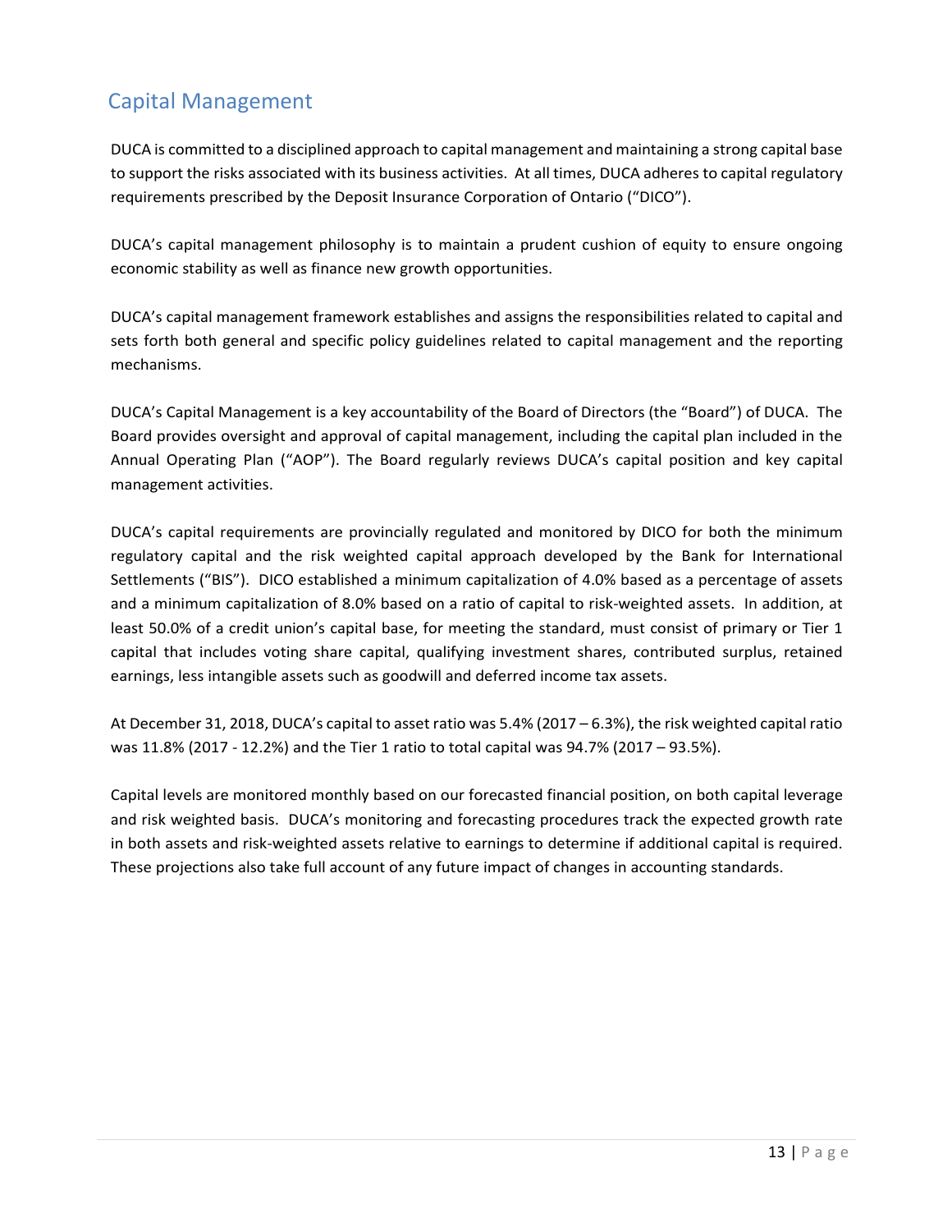## Capital Management

DUCA is committed to a disciplined approach to capital management and maintaining a strong capital base to support the risks associated with its business activities. At all times, DUCA adheres to capital regulatory requirements prescribed by the Deposit Insurance Corporation of Ontario ("DICO").

DUCA's capital management philosophy is to maintain a prudent cushion of equity to ensure ongoing economic stability as well as finance new growth opportunities.

DUCA's capital management framework establishes and assigns the responsibilities related to capital and sets forth both general and specific policy guidelines related to capital management and the reporting mechanisms.

DUCA's Capital Management is a key accountability of the Board of Directors (the "Board") of DUCA. The Board provides oversight and approval of capital management, including the capital plan included in the Annual Operating Plan ("AOP"). The Board regularly reviews DUCA's capital position and key capital management activities.

DUCA's capital requirements are provincially regulated and monitored by DICO for both the minimum regulatory capital and the risk weighted capital approach developed by the Bank for International Settlements ("BIS"). DICO established a minimum capitalization of 4.0% based as a percentage of assets and a minimum capitalization of 8.0% based on a ratio of capital to risk-weighted assets. In addition, at least 50.0% of a credit union's capital base, for meeting the standard, must consist of primary or Tier 1 capital that includes voting share capital, qualifying investment shares, contributed surplus, retained earnings, less intangible assets such as goodwill and deferred income tax assets.

At December 31, 2018, DUCA's capital to asset ratio was 5.4% (2017 – 6.3%), the risk weighted capital ratio was 11.8% (2017 - 12.2%) and the Tier 1 ratio to total capital was 94.7% (2017 – 93.5%).

Capital levels are monitored monthly based on our forecasted financial position, on both capital leverage and risk weighted basis. DUCA's monitoring and forecasting procedures track the expected growth rate in both assets and risk-weighted assets relative to earnings to determine if additional capital is required. These projections also take full account of any future impact of changes in accounting standards.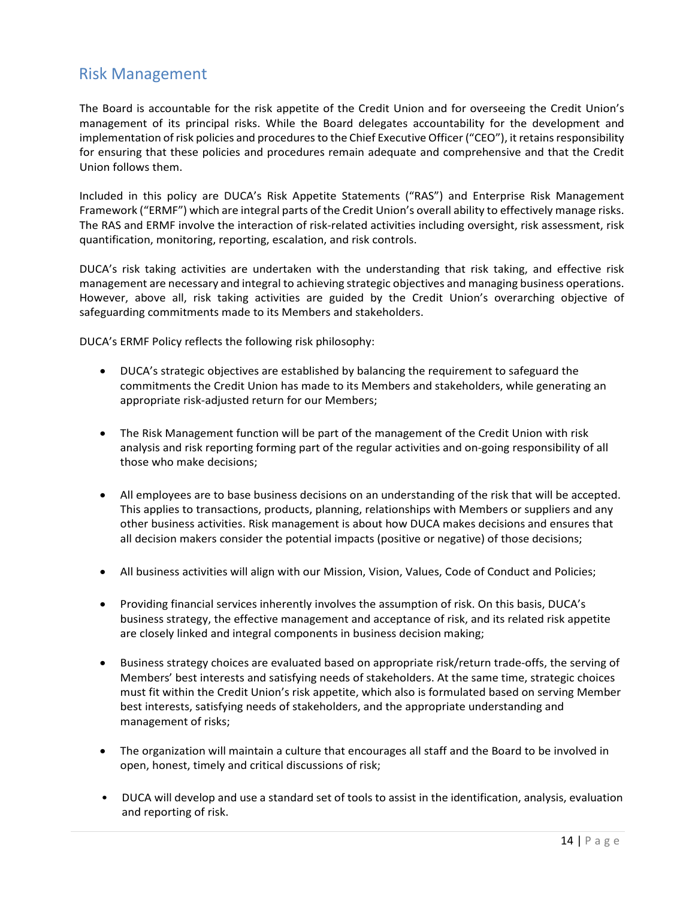## Risk Management

The Board is accountable for the risk appetite of the Credit Union and for overseeing the Credit Union's management of its principal risks. While the Board delegates accountability for the development and implementation of risk policies and procedures to the Chief Executive Officer ("CEO"), it retains responsibility for ensuring that these policies and procedures remain adequate and comprehensive and that the Credit Union follows them.

Included in this policy are DUCA's Risk Appetite Statements ("RAS") and Enterprise Risk Management Framework ("ERMF") which are integral parts of the Credit Union's overall ability to effectively manage risks. The RAS and ERMF involve the interaction of risk-related activities including oversight, risk assessment, risk quantification, monitoring, reporting, escalation, and risk controls.

DUCA's risk taking activities are undertaken with the understanding that risk taking, and effective risk management are necessary and integral to achieving strategic objectives and managing business operations. However, above all, risk taking activities are guided by the Credit Union's overarching objective of safeguarding commitments made to its Members and stakeholders.

DUCA's ERMF Policy reflects the following risk philosophy:

- DUCA's strategic objectives are established by balancing the requirement to safeguard the commitments the Credit Union has made to its Members and stakeholders, while generating an appropriate risk-adjusted return for our Members;
- The Risk Management function will be part of the management of the Credit Union with risk analysis and risk reporting forming part of the regular activities and on-going responsibility of all those who make decisions;
- All employees are to base business decisions on an understanding of the risk that will be accepted. This applies to transactions, products, planning, relationships with Members or suppliers and any other business activities. Risk management is about how DUCA makes decisions and ensures that all decision makers consider the potential impacts (positive or negative) of those decisions;
- All business activities will align with our Mission, Vision, Values, Code of Conduct and Policies;
- Providing financial services inherently involves the assumption of risk. On this basis, DUCA's business strategy, the effective management and acceptance of risk, and its related risk appetite are closely linked and integral components in business decision making;
- Business strategy choices are evaluated based on appropriate risk/return trade-offs, the serving of Members' best interests and satisfying needs of stakeholders. At the same time, strategic choices must fit within the Credit Union's risk appetite, which also is formulated based on serving Member best interests, satisfying needs of stakeholders, and the appropriate understanding and management of risks;
- The organization will maintain a culture that encourages all staff and the Board to be involved in open, honest, timely and critical discussions of risk;
- DUCA will develop and use a standard set of tools to assist in the identification, analysis, evaluation and reporting of risk.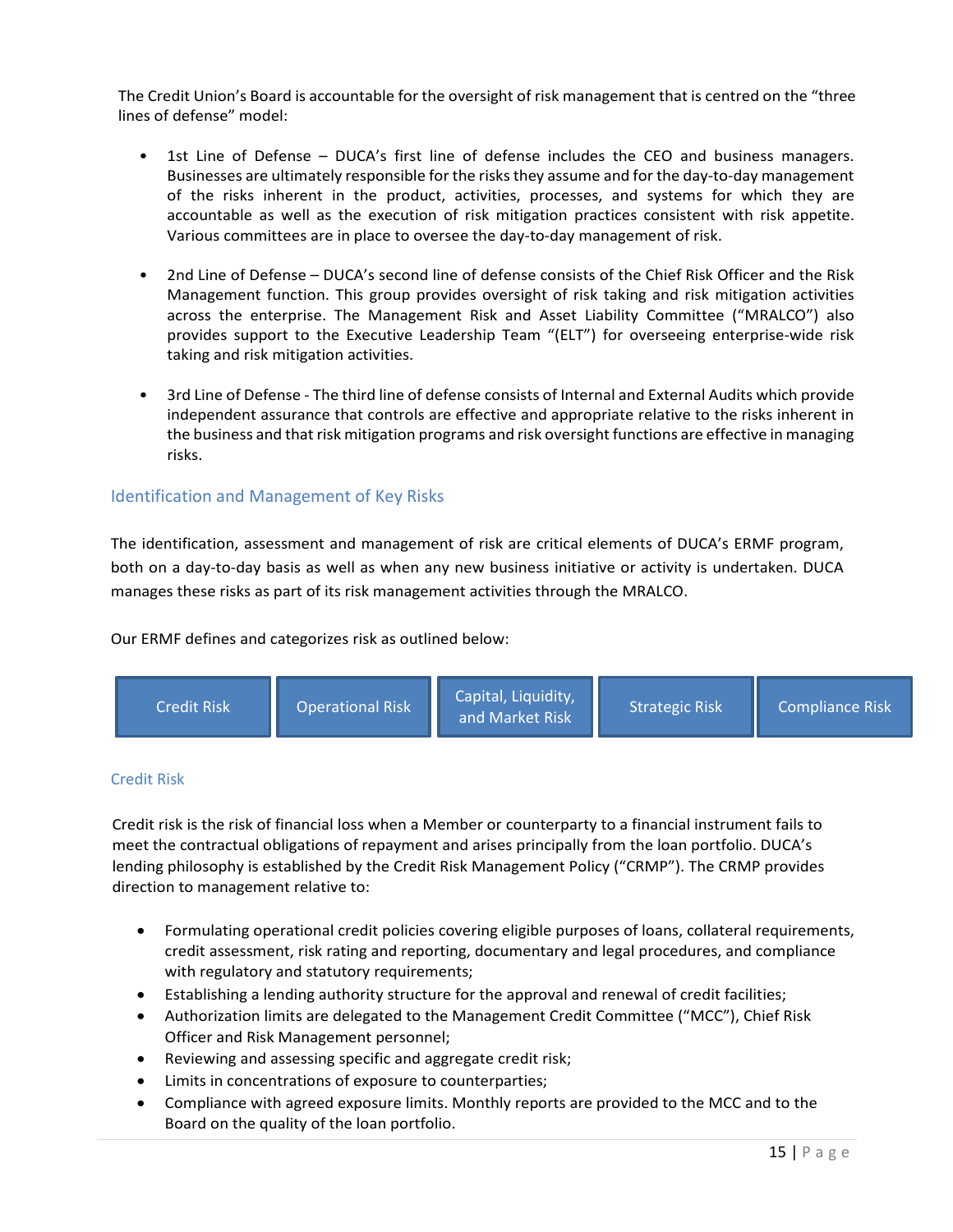The Credit Union's Board is accountable for the oversight of risk management that is centred on the "three lines of defense" model:

- 1st Line of Defense – DUCA's first line of defense includes the CEO and business managers. Businesses are ultimately responsible for the risks they assume and for the day-to-day management of the risks inherent in the product, activities, processes, and systems for which they are accountable as well as the execution of risk mitigation practices consistent with risk appetite. Various committees are in place to oversee the day-to-day management of risk.

- 2nd Line of Defense – DUCA's second line of defense consists of the Chief Risk Officer and the Risk Management function. This group provides oversight of risk taking and risk mitigation activities across the enterprise. The Management Risk and Asset Liability Committee ("MRALCO") also provides support to the Executive Leadership Team "(ELT") for overseeing enterprise-wide risk taking and risk mitigation activities.

- 3rd Line of Defense - The third line of defense consists of Internal and External Audits which provide independent assurance that controls are effective and appropriate relative to the risks inherent in the business and that risk mitigation programs and risk oversight functions are effective in managing risks.

## Identification and Management of Key Risks

The identification, assessment and management of risk are critical elements of DUCA's ERMF program, both on a day-to-day basis as well as when any new business initiative or activity is undertaken. DUCA manages these risks as part of its risk management activities through the MRALCO.

Our ERMF defines and categorizes risk as outlined below:

| Credit Risk | Operational Risk | Capital, Liquidity, and Market Risk | Strategic Risk | Compliance Risk |
|---|---|---|---|---|

### Credit Risk

Credit risk is the risk of financial loss when a Member or counterparty to a financial instrument fails to meet the contractual obligations of repayment and arises principally from the loan portfolio. DUCA's lending philosophy is established by the Credit Risk Management Policy ("CRMP"). The CRMP provides direction to management relative to:

- Formulating operational credit policies covering eligible purposes of loans, collateral requirements, credit assessment, risk rating and reporting, documentary and legal procedures, and compliance with regulatory and statutory requirements;
- Establishing a lending authority structure for the approval and renewal of credit facilities;
- Authorization limits are delegated to the Management Credit Committee ("MCC"), Chief Risk Officer and Risk Management personnel;
- Reviewing and assessing specific and aggregate credit risk;
- Limits in concentrations of exposure to counterparties;
- Compliance with agreed exposure limits. Monthly reports are provided to the MCC and to the Board on the quality of the loan portfolio.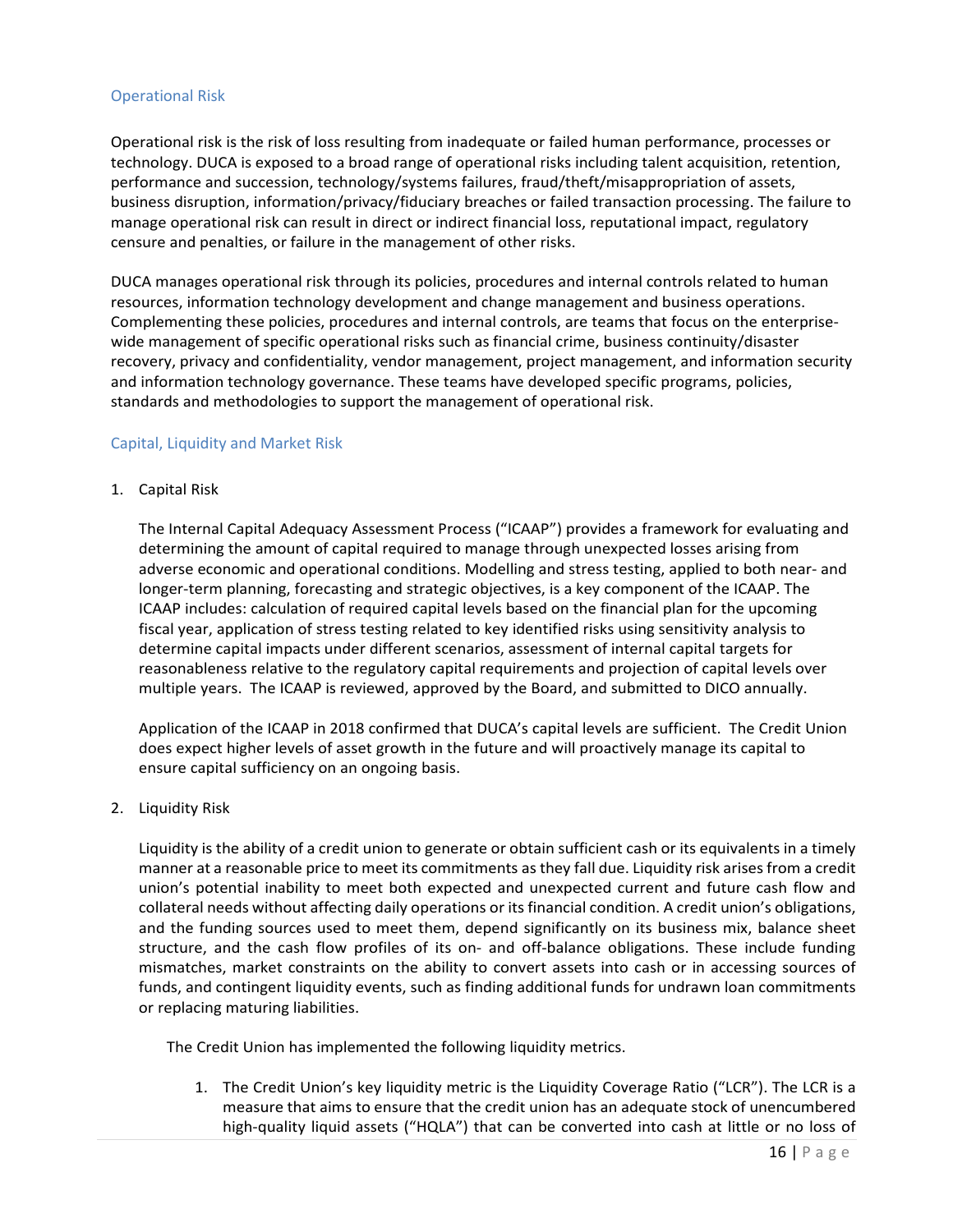## Operational Risk

Operational risk is the risk of loss resulting from inadequate or failed human performance, processes or technology. DUCA is exposed to a broad range of operational risks including talent acquisition, retention, performance and succession, technology/systems failures, fraud/theft/misappropriation of assets, business disruption, information/privacy/fiduciary breaches or failed transaction processing. The failure to manage operational risk can result in direct or indirect financial loss, reputational impact, regulatory censure and penalties, or failure in the management of other risks.

DUCA manages operational risk through its policies, procedures and internal controls related to human resources, information technology development and change management and business operations. Complementing these policies, procedures and internal controls, are teams that focus on the enterprise-wide management of specific operational risks such as financial crime, business continuity/disaster recovery, privacy and confidentiality, vendor management, project management, and information security and information technology governance. These teams have developed specific programs, policies, standards and methodologies to support the management of operational risk.

## Capital, Liquidity and Market Risk

1. Capital Risk

   The Internal Capital Adequacy Assessment Process ("ICAAP") provides a framework for evaluating and determining the amount of capital required to manage through unexpected losses arising from adverse economic and operational conditions. Modelling and stress testing, applied to both near- and longer-term planning, forecasting and strategic objectives, is a key component of the ICAAP. The ICAAP includes: calculation of required capital levels based on the financial plan for the upcoming fiscal year, application of stress testing related to key identified risks using sensitivity analysis to determine capital impacts under different scenarios, assessment of internal capital targets for reasonableness relative to the regulatory capital requirements and projection of capital levels over multiple years. The ICAAP is reviewed, approved by the Board, and submitted to DICO annually.

   Application of the ICAAP in 2018 confirmed that DUCA's capital levels are sufficient. The Credit Union does expect higher levels of asset growth in the future and will proactively manage its capital to ensure capital sufficiency on an ongoing basis.

2. Liquidity Risk

   Liquidity is the ability of a credit union to generate or obtain sufficient cash or its equivalents in a timely manner at a reasonable price to meet its commitments as they fall due. Liquidity risk arises from a credit union's potential inability to meet both expected and unexpected current and future cash flow and collateral needs without affecting daily operations or its financial condition. A credit union's obligations, and the funding sources used to meet them, depend significantly on its business mix, balance sheet structure, and the cash flow profiles of its on- and off-balance obligations. These include funding mismatches, market constraints on the ability to convert assets into cash or in accessing sources of funds, and contingent liquidity events, such as finding additional funds for undrawn loan commitments or replacing maturing liabilities.

   The Credit Union has implemented the following liquidity metrics.

   1. The Credit Union's key liquidity metric is the Liquidity Coverage Ratio ("LCR"). The LCR is a measure that aims to ensure that the credit union has an adequate stock of unencumbered high-quality liquid assets ("HQLA") that can be converted into cash at little or no loss of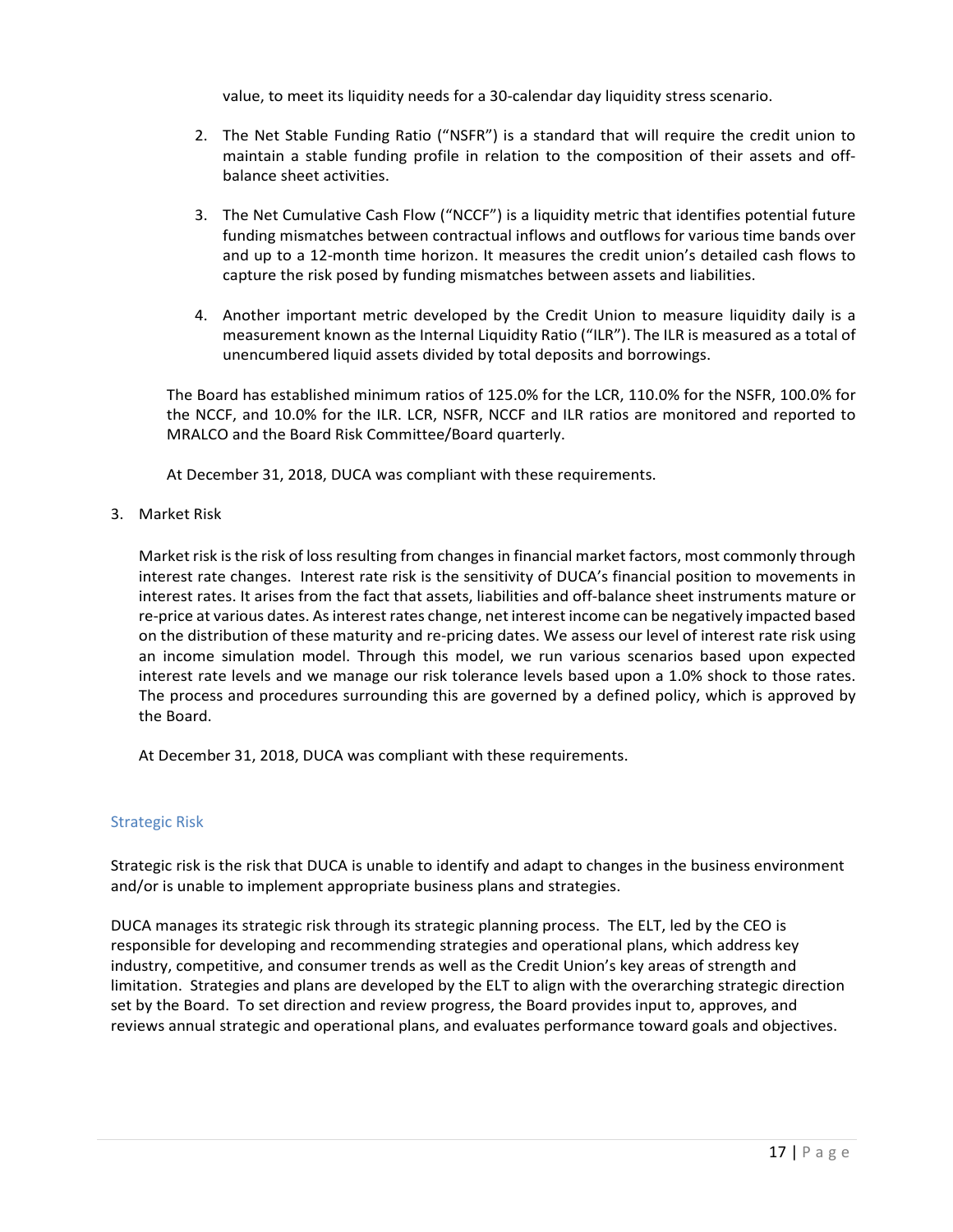value, to meet its liquidity needs for a 30-calendar day liquidity stress scenario.

2. The Net Stable Funding Ratio ("NSFR") is a standard that will require the credit union to maintain a stable funding profile in relation to the composition of their assets and off-balance sheet activities.

3. The Net Cumulative Cash Flow ("NCCF") is a liquidity metric that identifies potential future funding mismatches between contractual inflows and outflows for various time bands over and up to a 12-month time horizon. It measures the credit union's detailed cash flows to capture the risk posed by funding mismatches between assets and liabilities.

4. Another important metric developed by the Credit Union to measure liquidity daily is a measurement known as the Internal Liquidity Ratio ("ILR"). The ILR is measured as a total of unencumbered liquid assets divided by total deposits and borrowings.

The Board has established minimum ratios of 125.0% for the LCR, 110.0% for the NSFR, 100.0% for the NCCF, and 10.0% for the ILR. LCR, NSFR, NCCF and ILR ratios are monitored and reported to MRALCO and the Board Risk Committee/Board quarterly.

At December 31, 2018, DUCA was compliant with these requirements.

3. Market Risk

   Market risk is the risk of loss resulting from changes in financial market factors, most commonly through interest rate changes. Interest rate risk is the sensitivity of DUCA's financial position to movements in interest rates. It arises from the fact that assets, liabilities and off-balance sheet instruments mature or re-price at various dates. As interest rates change, net interest income can be negatively impacted based on the distribution of these maturity and re-pricing dates. We assess our level of interest rate risk using an income simulation model. Through this model, we run various scenarios based upon expected interest rate levels and we manage our risk tolerance levels based upon a 1.0% shock to those rates. The process and procedures surrounding this are governed by a defined policy, which is approved by the Board.

   At December 31, 2018, DUCA was compliant with these requirements.

## Strategic Risk

Strategic risk is the risk that DUCA is unable to identify and adapt to changes in the business environment and/or is unable to implement appropriate business plans and strategies.

DUCA manages its strategic risk through its strategic planning process. The ELT, led by the CEO is responsible for developing and recommending strategies and operational plans, which address key industry, competitive, and consumer trends as well as the Credit Union's key areas of strength and limitation. Strategies and plans are developed by the ELT to align with the overarching strategic direction set by the Board. To set direction and review progress, the Board provides input to, approves, and reviews annual strategic and operational plans, and evaluates performance toward goals and objectives.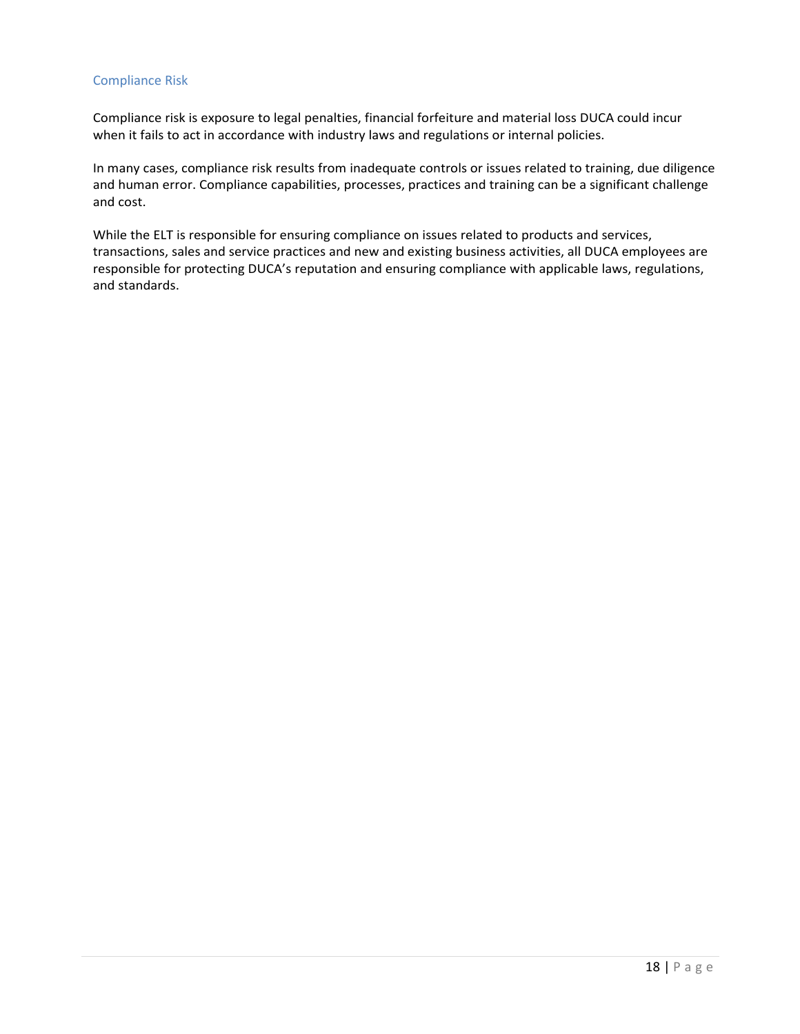## Compliance Risk

Compliance risk is exposure to legal penalties, financial forfeiture and material loss DUCA could incur when it fails to act in accordance with industry laws and regulations or internal policies.

In many cases, compliance risk results from inadequate controls or issues related to training, due diligence and human error. Compliance capabilities, processes, practices and training can be a significant challenge and cost.

While the ELT is responsible for ensuring compliance on issues related to products and services, transactions, sales and service practices and new and existing business activities, all DUCA employees are responsible for protecting DUCA's reputation and ensuring compliance with applicable laws, regulations, and standards.